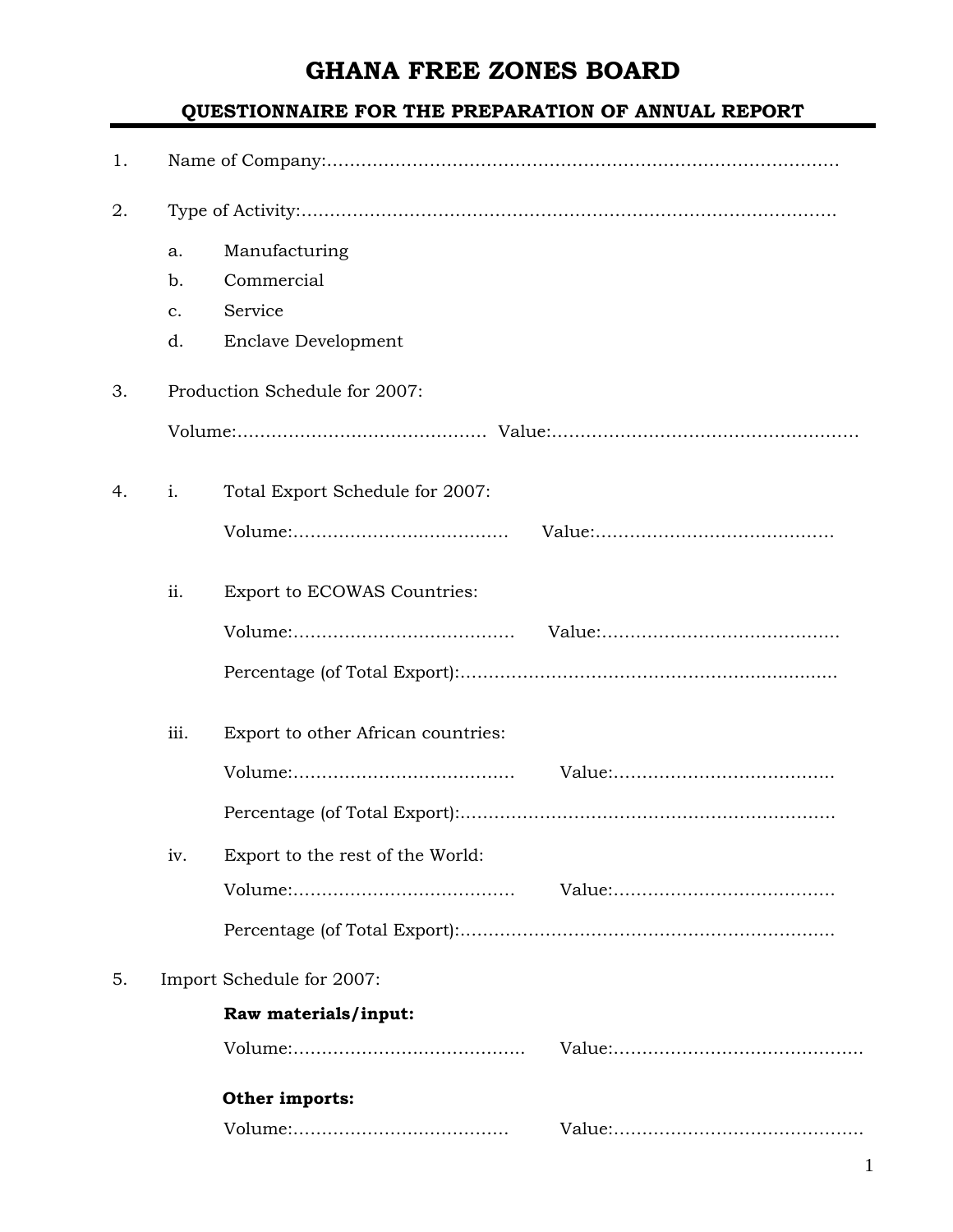# GHANA FREE ZONES BOARD

## QUESTIONNAIRE FOR THE PREPARATION OF ANNUAL REPORT

1. Name of Company:………………………………………………………………………………

2. Type of Activity:…………………………………………………………………………………

   a. Manufacturing
   b. Commercial
   c. Service
   d. Enclave Development

3. Production Schedule for 2007:

   Volume:……………………………………… Value:………………………………………………

4. i. Total Export Schedule for 2007:

   Volume:………………………………… Value:……………………………………

   ii. Export to ECOWAS Countries:

   Volume:………………………………… Value:……………………………………

   Percentage (of Total Export):…………………………………………………………

   iii. Export to other African countries:

   Volume:………………………………… Value:…………………………………

   Percentage (of Total Export):…………………………………………………………

   iv. Export to the rest of the World:

   Volume:………………………………… Value:…………………………………

   Percentage (of Total Export):…………………………………………………………

5. Import Schedule for 2007:

   **Raw materials/input:**

   Volume:…………………………………… Value:………………………………………

   **Other imports:**

   Volume:………………………………… Value:………………………………………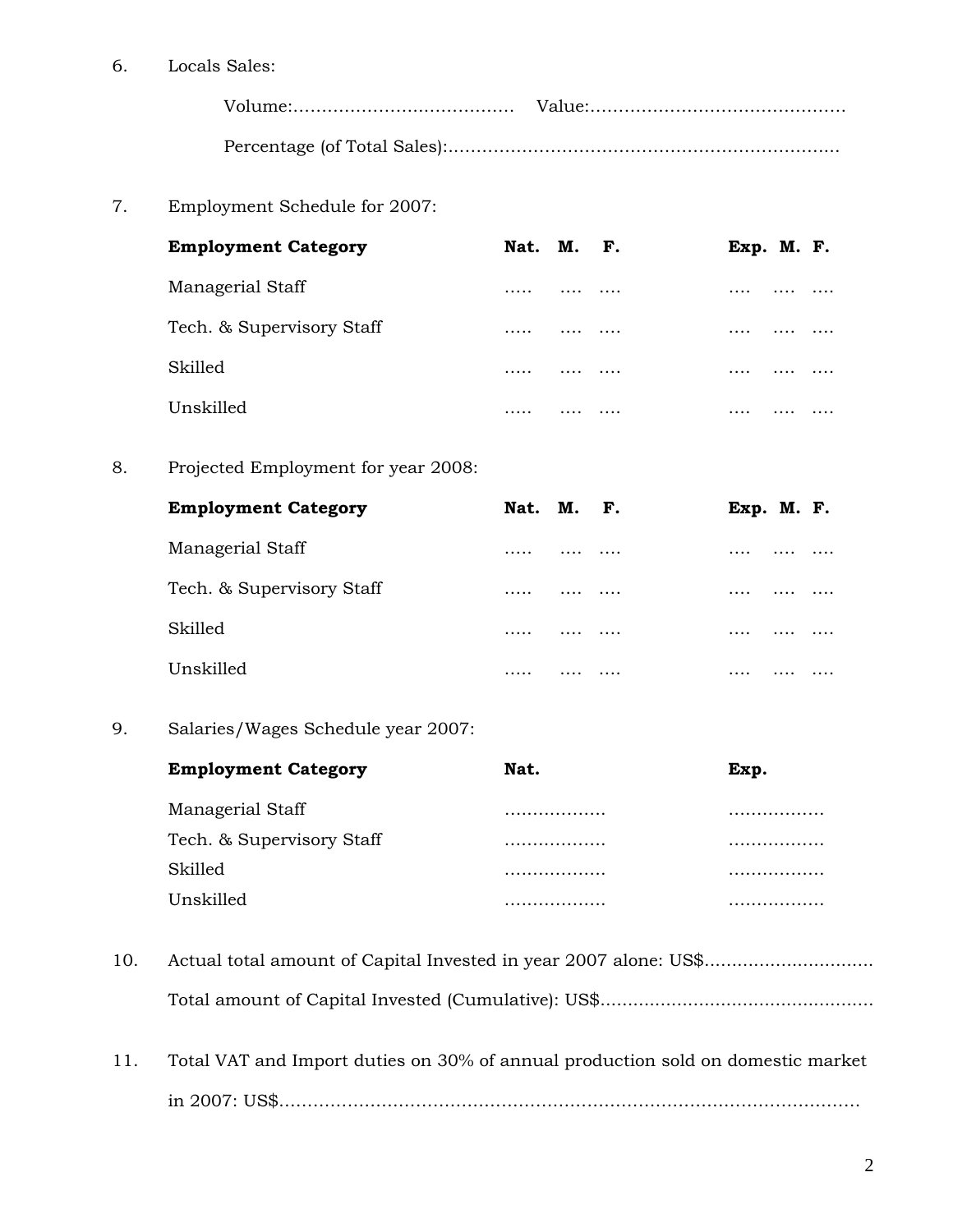6. Locals Sales:

   Volume:………………………………… Value:………………………………………

   Percentage (of Total Sales):…………………………………………………………..

7. Employment Schedule for 2007:

| **Employment Category** | **Nat.** | **M.** | **F.** | **Exp.** | **M.** | **F.** |
|---|---|---|---|---|---|---|
| Managerial Staff | ….. | …. | …. | …. | …. | …. |
| Tech. & Supervisory Staff | ….. | …. | …. | …. | …. | …. |
| Skilled | ….. | …. | …. | …. | …. | …. |
| Unskilled | ….. | …. | …. | …. | …. | …. |

8. Projected Employment for year 2008:

| **Employment Category** | **Nat.** | **M.** | **F.** | **Exp.** | **M.** | **F.** |
|---|---|---|---|---|---|---|
| Managerial Staff | ….. | …. | …. | …. | …. | …. |
| Tech. & Supervisory Staff | ….. | …. | …. | …. | …. | …. |
| Skilled | ….. | …. | …. | …. | …. | …. |
| Unskilled | ….. | …. | …. | …. | …. | …. |

9. Salaries/Wages Schedule year 2007:

| **Employment Category** | **Nat.** | **Exp.** |
|---|---|---|
| Managerial Staff | ……………… | ……………. |
| Tech. & Supervisory Staff | ……………… | ……………. |
| Skilled | ……………… | ……………. |
| Unskilled | ……………… | ……………. |

10. Actual total amount of Capital Invested in year 2007 alone: US$…………………………

    Total amount of Capital Invested (Cumulative): US$…………………………………………

11. Total VAT and Import duties on 30% of annual production sold on domestic market in 2007: US$………………………………………………………………………………………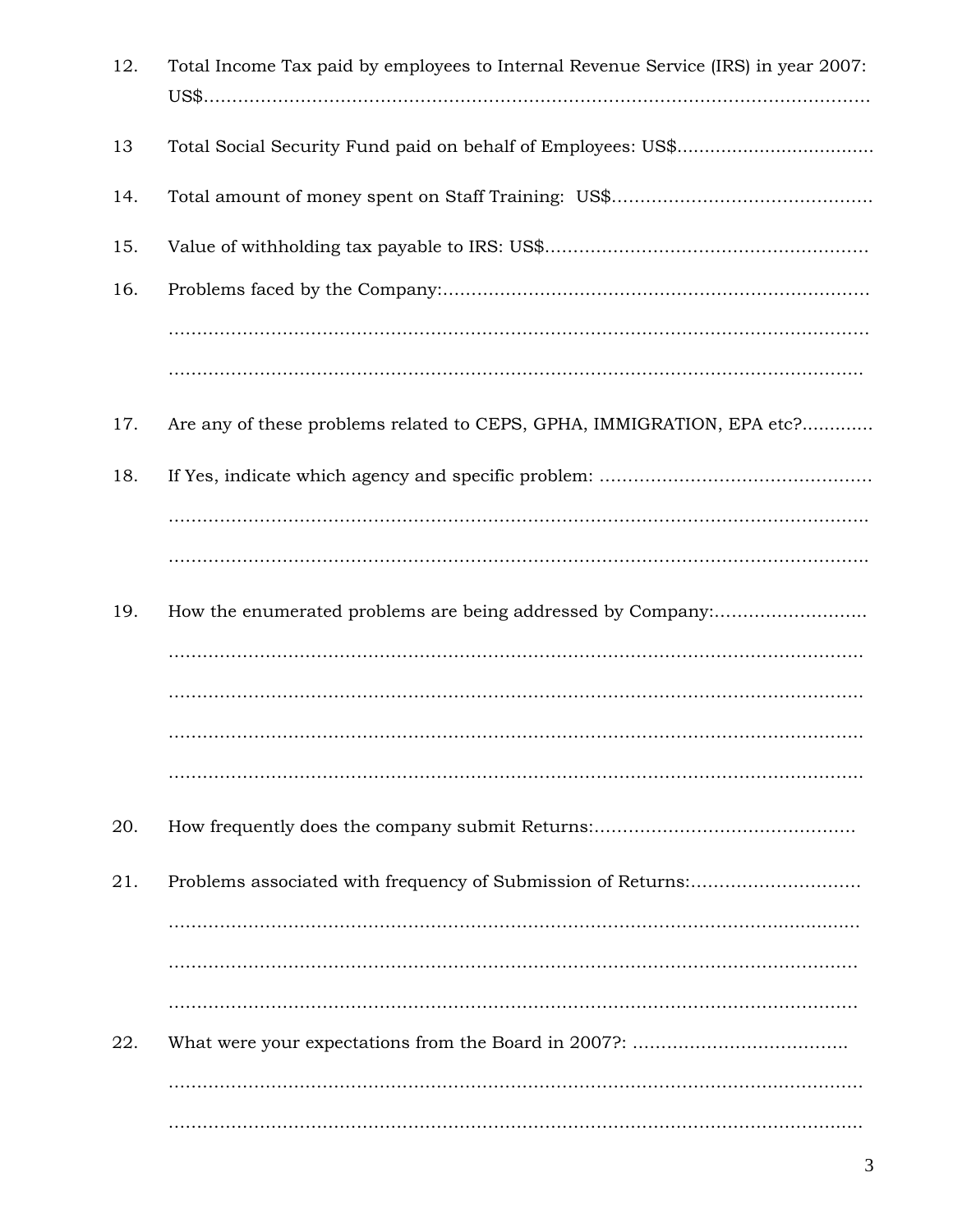12. Total Income Tax paid by employees to Internal Revenue Service (IRS) in year 2007: US$……………………………………………………………………………………………………

13 Total Social Security Fund paid on behalf of Employees: US$...................................

14. Total amount of money spent on Staff Training: US$………………………………………

15. Value of withholding tax payable to IRS: US$…………………………………………………

16. Problems faced by the Company:………………………………………………………………
……………………………………………………………………………………………………………
……………………………………………………………………………………………………………

17. Are any of these problems related to CEPS, GPHA, IMMIGRATION, EPA etc?.............

18. If Yes, indicate which agency and specific problem: …………………………………………
……………………………………………………………………………………………………………
……………………………………………………………………………………………………………

19. How the enumerated problems are being addressed by Company:……………………..
……………………………………………………………………………………………………………
……………………………………………………………………………………………………………
……………………………………………………………………………………………………………
……………………………………………………………………………………………………………

20. How frequently does the company submit Returns:………………………………………

21. Problems associated with frequency of Submission of Returns:…………………………
……………………………………………………………………………………………………………
……………………………………………………………………………………………………………
……………………………………………………………………………………………………………

22. What were your expectations from the Board in 2007?: ………………………………..
……………………………………………………………………………………………………………
……………………………………………………………………………………………………………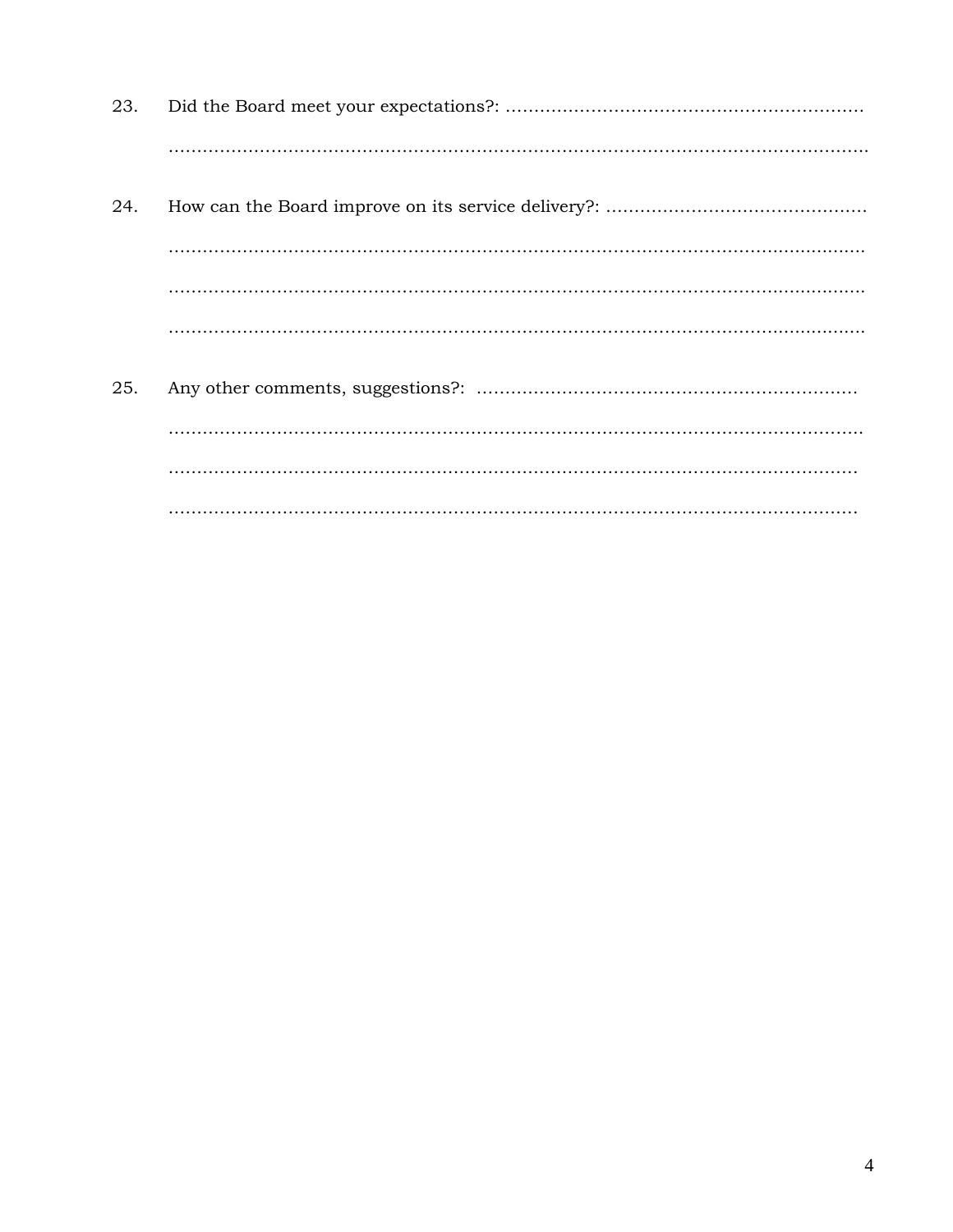23. Did the Board meet your expectations?: ……………………………………………………………

……………………………………………………………………………………………………………

24. How can the Board improve on its service delivery?: ………………………………………

……………………………………………………………………………………………………………

……………………………………………………………………………………………………………

……………………………………………………………………………………………………………

25. Any other comments, suggestions?: ……………………………………………………………

……………………………………………………………………………………………………………

……………………………………………………………………………………………………………

……………………………………………………………………………………………………………